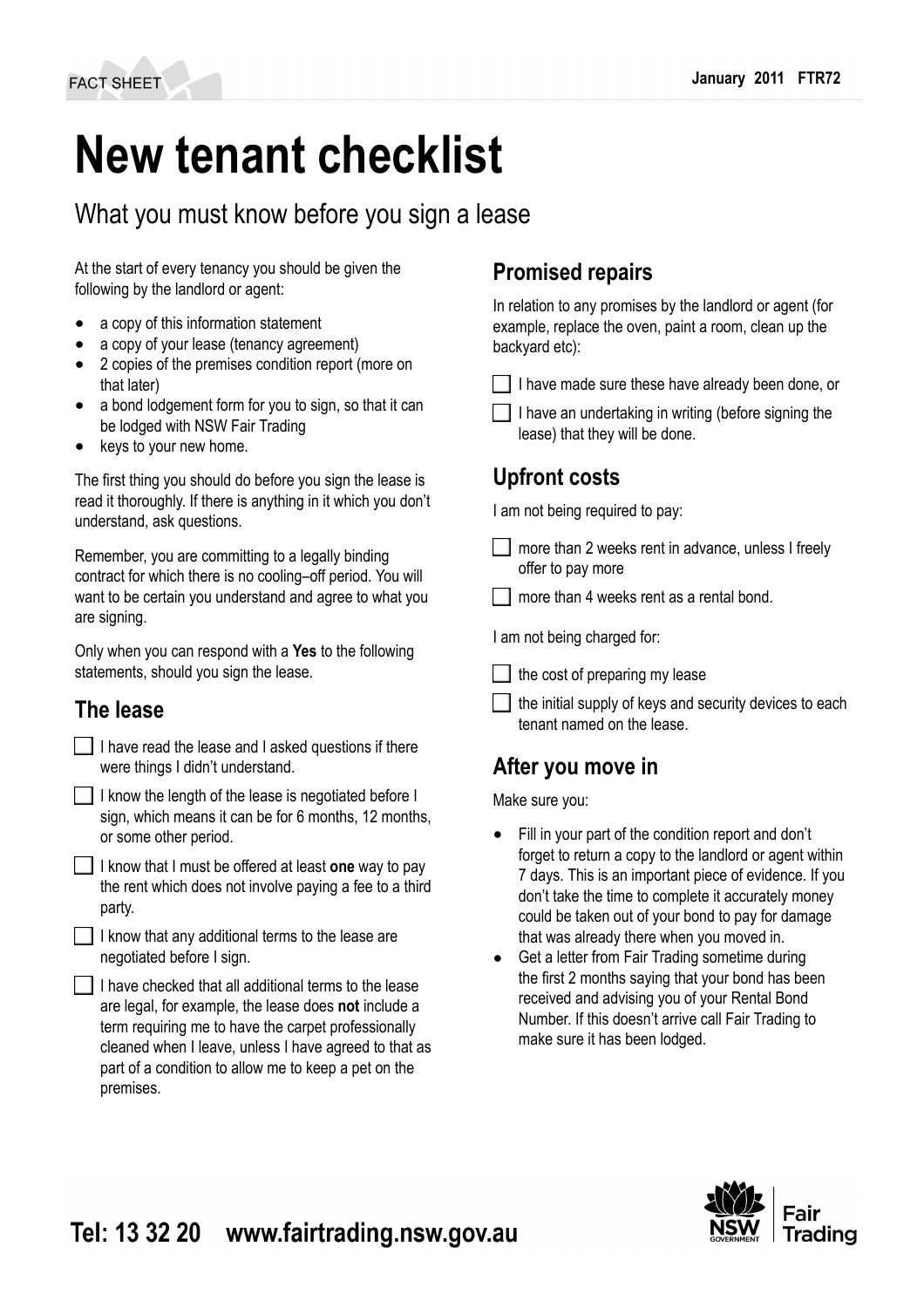# New tenant checklist

## What you must know before you sign a lease

At the start of every tenancy you should be given the following by the landlord or agent:

- a copy of this information statement
- a copy of your lease (tenancy agreement)
- 2 copies of the premises condition report (more on that later)
- a bond lodgement form for you to sign, so that it can be lodged with NSW Fair Trading
- keys to your new home.

The first thing you should do before you sign the lease is read it thoroughly. If there is anything in it which you don't understand, ask questions.

Remember, you are committing to a legally binding contract for which there is no cooling–off period. You will want to be certain you understand and agree to what you are signing.

Only when you can respond with a **Yes** to the following statements, should you sign the lease.

## The lease

- [ ] I have read the lease and I asked questions if there were things I didn't understand.
- [ ] I know the length of the lease is negotiated before I sign, which means it can be for 6 months, 12 months, or some other period.
- [ ] I know that I must be offered at least **one** way to pay the rent which does not involve paying a fee to a third party.
- [ ] I know that any additional terms to the lease are negotiated before I sign.
- [ ] I have checked that all additional terms to the lease are legal, for example, the lease does **not** include a term requiring me to have the carpet professionally cleaned when I leave, unless I have agreed to that as part of a condition to allow me to keep a pet on the premises.

## Promised repairs

In relation to any promises by the landlord or agent (for example, replace the oven, paint a room, clean up the backyard etc):

- [ ] I have made sure these have already been done, or
- [ ] I have an undertaking in writing (before signing the lease) that they will be done.

## Upfront costs

I am not being required to pay:

- [ ] more than 2 weeks rent in advance, unless I freely offer to pay more
- [ ] more than 4 weeks rent as a rental bond.

I am not being charged for:

- [ ] the cost of preparing my lease
- [ ] the initial supply of keys and security devices to each tenant named on the lease.

## After you move in

Make sure you:

- Fill in your part of the condition report and don't forget to return a copy to the landlord or agent within 7 days. This is an important piece of evidence. If you don't take the time to complete it accurately money could be taken out of your bond to pay for damage that was already there when you moved in.
- Get a letter from Fair Trading sometime during the first 2 months saying that your bond has been received and advising you of your Rental Bond Number. If this doesn't arrive call Fair Trading to make sure it has been lodged.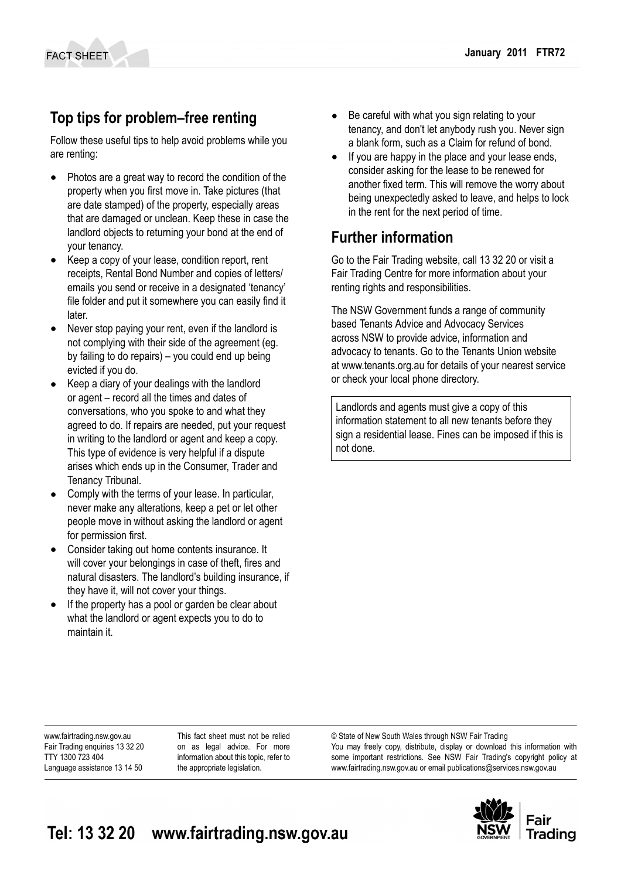## Top tips for problem–free renting

Follow these useful tips to help avoid problems while you are renting:

- Photos are a great way to record the condition of the property when you first move in. Take pictures (that are date stamped) of the property, especially areas that are damaged or unclean. Keep these in case the landlord objects to returning your bond at the end of your tenancy.
- Keep a copy of your lease, condition report, rent receipts, Rental Bond Number and copies of letters/ emails you send or receive in a designated 'tenancy' file folder and put it somewhere you can easily find it later.
- Never stop paying your rent, even if the landlord is not complying with their side of the agreement (eg. by failing to do repairs) – you could end up being evicted if you do.
- Keep a diary of your dealings with the landlord or agent – record all the times and dates of conversations, who you spoke to and what they agreed to do. If repairs are needed, put your request in writing to the landlord or agent and keep a copy. This type of evidence is very helpful if a dispute arises which ends up in the Consumer, Trader and Tenancy Tribunal.
- Comply with the terms of your lease. In particular, never make any alterations, keep a pet or let other people move in without asking the landlord or agent for permission first.
- Consider taking out home contents insurance. It will cover your belongings in case of theft, fires and natural disasters. The landlord's building insurance, if they have it, will not cover your things.
- If the property has a pool or garden be clear about what the landlord or agent expects you to do to maintain it.
- Be careful with what you sign relating to your tenancy, and don't let anybody rush you. Never sign a blank form, such as a Claim for refund of bond.
- If you are happy in the place and your lease ends, consider asking for the lease to be renewed for another fixed term. This will remove the worry about being unexpectedly asked to leave, and helps to lock in the rent for the next period of time.

## Further information

Go to the Fair Trading website, call 13 32 20 or visit a Fair Trading Centre for more information about your renting rights and responsibilities.

The NSW Government funds a range of community based Tenants Advice and Advocacy Services across NSW to provide advice, information and advocacy to tenants. Go to the Tenants Union website at www.tenants.org.au for details of your nearest service or check your local phone directory.

Landlords and agents must give a copy of this information statement to all new tenants before they sign a residential lease. Fines can be imposed if this is not done.

www.fairtrading.nsw.gov.au
Fair Trading enquiries 13 32 20
TTY 1300 723 404
Language assistance 13 14 50

This fact sheet must not be relied on as legal advice. For more information about this topic, refer to the appropriate legislation.

© State of New South Wales through NSW Fair Trading
You may freely copy, distribute, display or download this information with some important restrictions. See NSW Fair Trading's copyright policy at www.fairtrading.nsw.gov.au or email publications@services.nsw.gov.au

**Tel: 13 32 20 www.fairtrading.nsw.gov.au**